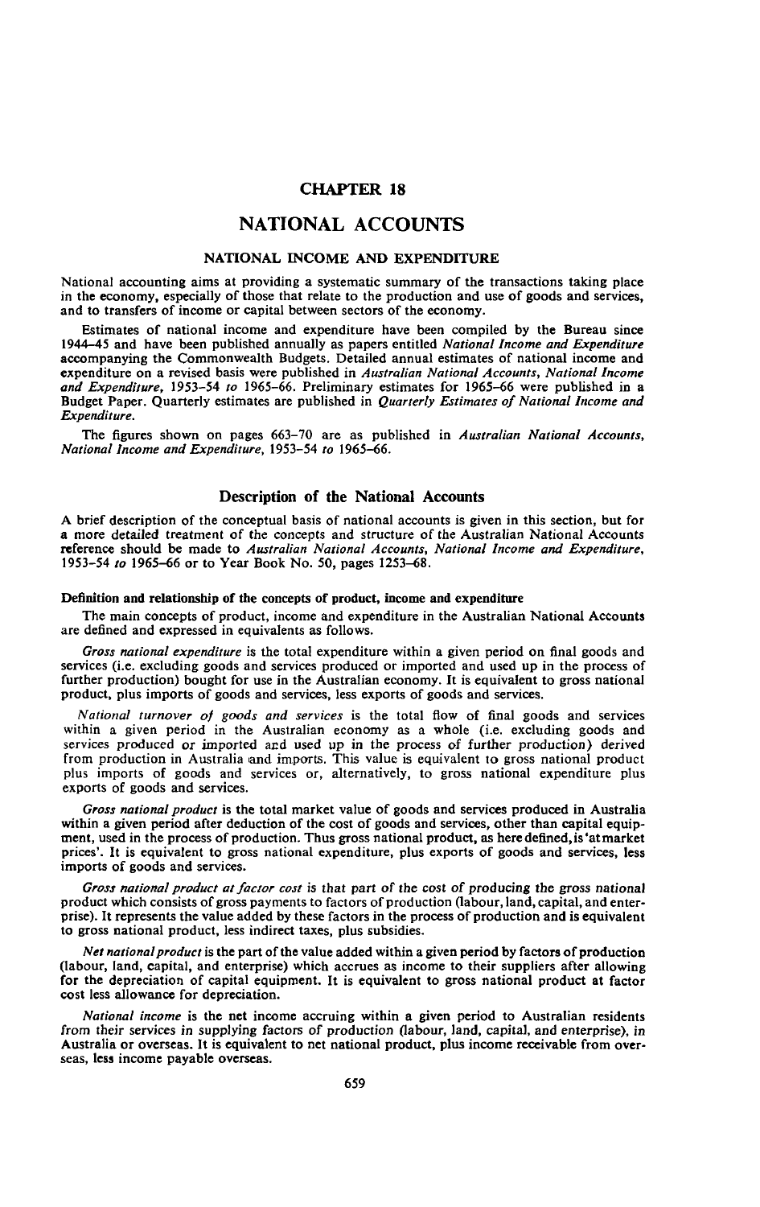# CHAPTER 18

# NATIONAL ACCOUNTS

## NATIONAL INCOME AND EXPENDITURE

National accounting aims at providing a systematic summary of the transactions taking place in the economy, especially of those that relate to the production and use of goods and services, and to transfers of income or capital between sectors of the economy.

Estimates of national income and expenditure have been compiled by the Bureau since 1944–45 and have been published annually as papers entitled *National Income and Expenditure* accompanying the Commonwealth Budgets. Detailed annual estimates of national income and expenditure on a revised basis were published in *Australian National Accounts, National Income and Expenditure*, 1953–54 *to* 1965–66. Preliminary estimates for 1965–66 were published in a Budget Paper. Quarterly estimates are published in *Quarterly Estimates of National Income and Expenditure*.

The figures shown on pages 663–70 are as published in *Australian National Accounts, National Income and Expenditure*, 1953–54 *to* 1965–66.

## Description of the National Accounts

A brief description of the conceptual basis of national accounts is given in this section, but for a more detailed treatment of the concepts and structure of the Australian National Accounts reference should be made to *Australian National Accounts, National Income and Expenditure*, 1953–54 *to* 1965–66 or to Year Book No. 50, pages 1253–68.

### Definition and relationship of the concepts of product, income and expenditure

The main concepts of product, income and expenditure in the Australian National Accounts are defined and expressed in equivalents as follows.

*Gross national expenditure* is the total expenditure within a given period on final goods and services (i.e. excluding goods and services produced or imported and used up in the process of further production) bought for use in the Australian economy. It is equivalent to gross national product, plus imports of goods and services, less exports of goods and services.

*National turnover of goods and services* is the total flow of final goods and services within a given period in the Australian economy as a whole (i.e. excluding goods and services produced or imported and used up in the process of further production) derived from production in Australia and imports. This value is equivalent to gross national product plus imports of goods and services or, alternatively, to gross national expenditure plus exports of goods and services.

*Gross national product* is the total market value of goods and services produced in Australia within a given period after deduction of the cost of goods and services, other than capital equipment, used in the process of production. Thus gross national product, as here defined, is 'at market prices'. It is equivalent to gross national expenditure, plus exports of goods and services, less imports of goods and services.

*Gross national product at factor cost* is that part of the cost of producing the gross national product which consists of gross payments to factors of production (labour, land, capital, and enterprise). It represents the value added by these factors in the process of production and is equivalent to gross national product, less indirect taxes, plus subsidies.

*Net national product* is the part of the value added within a given period by factors of production (labour, land, capital, and enterprise) which accrues as income to their suppliers after allowing for the depreciation of capital equipment. It is equivalent to gross national product at factor cost less allowance for depreciation.

*National income* is the net income accruing within a given period to Australian residents from their services in supplying factors of production (labour, land, capital, and enterprise), in Australia or overseas. It is equivalent to net national product, plus income receivable from overseas, less income payable overseas.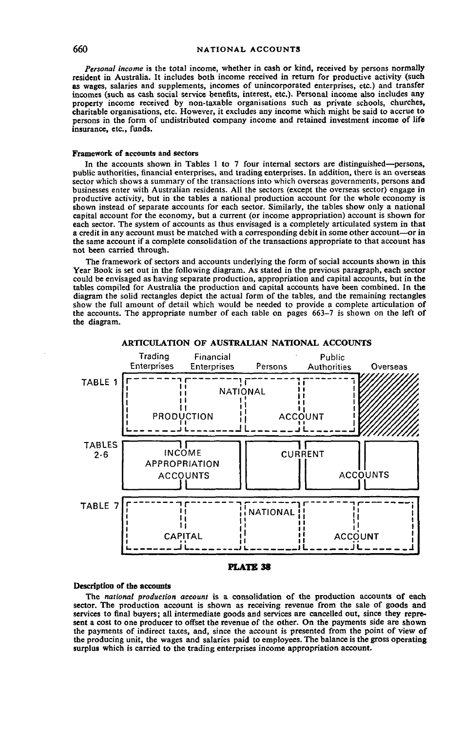*Personal income* is the total income, whether in cash or kind, received by persons normally resident in Australia. It includes both income received in return for productive activity (such as wages, salaries and supplements, incomes of unincorporated enterprises, etc.) and transfer incomes (such as cash social service benefits, interest, etc.). Personal income also includes any property income received by non-taxable organisations such as private schools, churches, charitable organisations, etc. However, it excludes any income which might be said to accrue to persons in the form of undistributed company income and retained investment income of life insurance, etc., funds.

**Framework of accounts and sectors**

In the accounts shown in Tables 1 to 7 four internal sectors are distinguished—persons, public authorities, financial enterprises, and trading enterprises. In addition, there is an overseas sector which shows a summary of the transactions into which overseas governments, persons and businesses enter with Australian residents. All the sectors (except the overseas sector) engage in productive activity, but in the tables a national production account for the whole economy is shown instead of separate accounts for each sector. Similarly, the tables show only a national capital account for the economy, but a current (or income appropriation) account is shown for each sector. The system of accounts as thus envisaged is a completely articulated system in that a credit in any account must be matched with a corresponding debit in some other account—or in the same account if a complete consolidation of the transactions appropriate to that account has not been carried through.

The framework of sectors and accounts underlying the form of social accounts shown in this Year Book is set out in the following diagram. As stated in the previous paragraph, each sector could be envisaged as having separate production, appropriation and capital accounts, but in the tables compiled for Australia the production and capital accounts have been combined. In the diagram the solid rectangles depict the actual form of the tables, and the remaining rectangles show the full amount of detail which would be needed to provide a complete articulation of the accounts. The appropriate number of each table on pages 663–7 is shown on the left of the diagram.

**ARTICULATION OF AUSTRALIAN NATIONAL ACCOUNTS**

| | Trading Enterprises | Financial Enterprises | Persons | Public Authorities | Overseas |
|---|---|---|---|---|---|
| TABLE 1 | NATIONAL PRODUCTION ACCOUNT | | | | |
| TABLES 2-6 | INCOME APPROPRIATION ACCOUNTS | | CURRENT ACCOUNTS | | |
| TABLE 7 | NATIONAL CAPITAL ACCOUNT | | | | |

**PLATE 38**

**Description of the accounts**

The *national production account* is a consolidation of the production accounts of each sector. The production account is shown as receiving revenue from the sale of goods and services to final buyers; all intermediate goods and services are cancelled out, since they represent a cost to one producer to offset the revenue of the other. On the payments side are shown the payments of indirect taxes, and, since the account is presented from the point of view of the producing unit, the wages and salaries paid to employees. The balance is the gross operating surplus which is carried to the trading enterprises income appropriation account.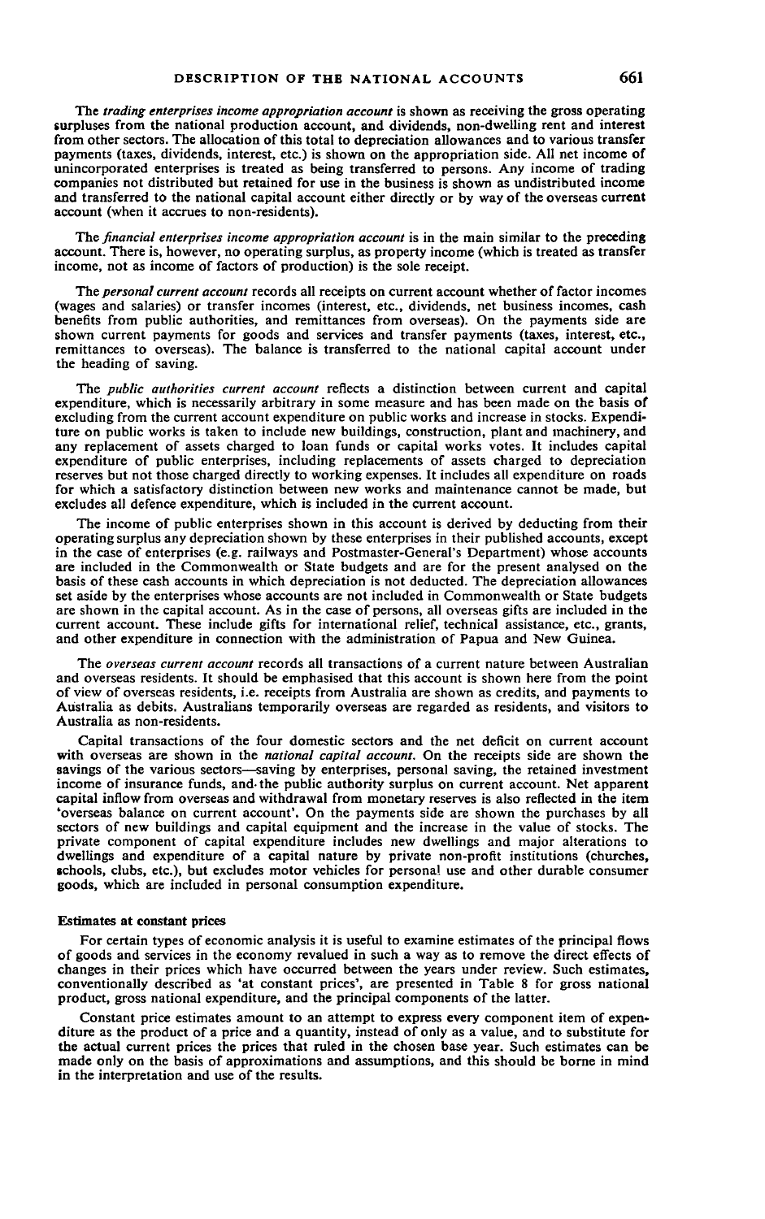The *trading enterprises income appropriation account* is shown as receiving the gross operating surpluses from the national production account, and dividends, non-dwelling rent and interest from other sectors. The allocation of this total to depreciation allowances and to various transfer payments (taxes, dividends, interest, etc.) is shown on the appropriation side. All net income of unincorporated enterprises is treated as being transferred to persons. Any income of trading companies not distributed but retained for use in the business is shown as undistributed income and transferred to the national capital account either directly or by way of the overseas current account (when it accrues to non-residents).

The *financial enterprises income appropriation account* is in the main similar to the preceding account. There is, however, no operating surplus, as property income (which is treated as transfer income, not as income of factors of production) is the sole receipt.

The *personal current account* records all receipts on current account whether of factor incomes (wages and salaries) or transfer incomes (interest, etc., dividends, net business incomes, cash benefits from public authorities, and remittances from overseas). On the payments side are shown current payments for goods and services and transfer payments (taxes, interest, etc., remittances to overseas). The balance is transferred to the national capital account under the heading of saving.

The *public authorities current account* reflects a distinction between current and capital expenditure, which is necessarily arbitrary in some measure and has been made on the basis of excluding from the current account expenditure on public works and increase in stocks. Expenditure on public works is taken to include new buildings, construction, plant and machinery, and any replacement of assets charged to loan funds or capital works votes. It includes capital expenditure of public enterprises, including replacements of assets charged to depreciation reserves but not those charged directly to working expenses. It includes all expenditure on roads for which a satisfactory distinction between new works and maintenance cannot be made, but excludes all defence expenditure, which is included in the current account.

The income of public enterprises shown in this account is derived by deducting from their operating surplus any depreciation shown by these enterprises in their published accounts, except in the case of enterprises (e.g. railways and Postmaster-General's Department) whose accounts are included in the Commonwealth or State budgets and are for the present analysed on the basis of these cash accounts in which depreciation is not deducted. The depreciation allowances set aside by the enterprises whose accounts are not included in Commonwealth or State budgets are shown in the capital account. As in the case of persons, all overseas gifts are included in the current account. These include gifts for international relief, technical assistance, etc., grants, and other expenditure in connection with the administration of Papua and New Guinea.

The *overseas current account* records all transactions of a current nature between Australian and overseas residents. It should be emphasised that this account is shown here from the point of view of overseas residents, i.e. receipts from Australia are shown as credits, and payments to Australia as debits. Australians temporarily overseas are regarded as residents, and visitors to Australia as non-residents.

Capital transactions of the four domestic sectors and the net deficit on current account with overseas are shown in the *national capital account*. On the receipts side are shown the savings of the various sectors—saving by enterprises, personal saving, the retained investment income of insurance funds, and the public authority surplus on current account. Net apparent capital inflow from overseas and withdrawal from monetary reserves is also reflected in the item 'overseas balance on current account'. On the payments side are shown the purchases by all sectors of new buildings and capital equipment and the increase in the value of stocks. The private component of capital expenditure includes new dwellings and major alterations to dwellings and expenditure of a capital nature by private non-profit institutions (churches, schools, clubs, etc.), but excludes motor vehicles for personal use and other durable consumer goods, which are included in personal consumption expenditure.

**Estimates at constant prices**

For certain types of economic analysis it is useful to examine estimates of the principal flows of goods and services in the economy revalued in such a way as to remove the direct effects of changes in their prices which have occurred between the years under review. Such estimates, conventionally described as 'at constant prices', are presented in Table 8 for gross national product, gross national expenditure, and the principal components of the latter.

Constant price estimates amount to an attempt to express every component item of expenditure as the product of a price and a quantity, instead of only as a value, and to substitute for the actual current prices the prices that ruled in the chosen base year. Such estimates can be made only on the basis of approximations and assumptions, and this should be borne in mind in the interpretation and use of the results.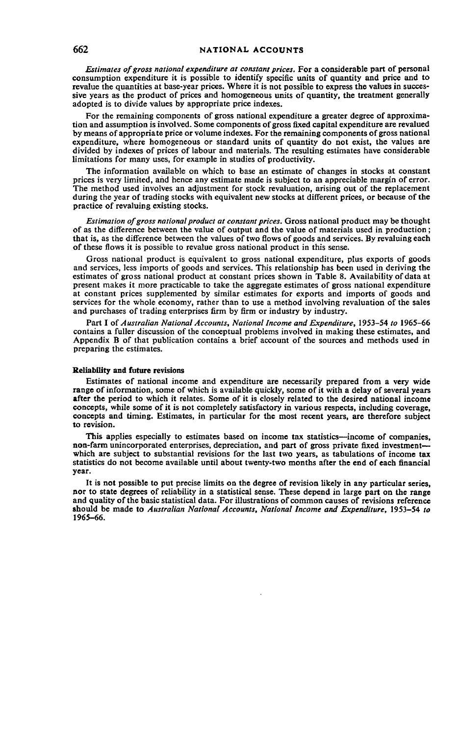*Estimates of gross national expenditure at constant prices.* For a considerable part of personal consumption expenditure it is possible to identify specific units of quantity and price and to revalue the quantities at base-year prices. Where it is not possible to express the values in successive years as the product of prices and homogeneous units of quantity, the treatment generally adopted is to divide values by appropriate price indexes.

For the remaining components of gross national expenditure a greater degree of approximation and assumption is involved. Some components of gross fixed capital expenditure are revalued by means of appropriate price or volume indexes. For the remaining components of gross national expenditure, where homogeneous or standard units of quantity do not exist, the values are divided by indexes of prices of labour and materials. The resulting estimates have considerable limitations for many uses, for example in studies of productivity.

The information available on which to base an estimate of changes in stocks at constant prices is very limited, and hence any estimate made is subject to an appreciable margin of error. The method used involves an adjustment for stock revaluation, arising out of the replacement during the year of trading stocks with equivalent new stocks at different prices, or because of the practice of revaluing existing stocks.

*Estimation of gross national product at constant prices.* Gross national product may be thought of as the difference between the value of output and the value of materials used in production; that is, as the difference between the values of two flows of goods and services. By revaluing each of these flows it is possible to revalue gross national product in this sense.

Gross national product is equivalent to gross national expenditure, plus exports of goods and services, less imports of goods and services. This relationship has been used in deriving the estimates of gross national product at constant prices shown in Table 8. Availability of data at present makes it more practicable to take the aggregate estimates of gross national expenditure at constant prices supplemented by similar estimates for exports and imports of goods and services for the whole economy, rather than to use a method involving revaluation of the sales and purchases of trading enterprises firm by firm or industry by industry.

Part I of *Australian National Accounts, National Income and Expenditure,* 1953–54 *to* 1965–66 contains a fuller discussion of the conceptual problems involved in making these estimates, and Appendix B of that publication contains a brief account of the sources and methods used in preparing the estimates.

### Reliability and future revisions

Estimates of national income and expenditure are necessarily prepared from a very wide range of information, some of which is available quickly, some of it with a delay of several years after the period to which it relates. Some of it is closely related to the desired national income concepts, while some of it is not completely satisfactory in various respects, including coverage, concepts and timing. Estimates, in particular for the most recent years, are therefore subject to revision.

This applies especially to estimates based on income tax statistics—income of companies, non-farm unincorporated enterprises, depreciation, and part of gross private fixed investment—which are subject to substantial revisions for the last two years, as tabulations of income tax statistics do not become available until about twenty-two months after the end of each financial year.

It is not possible to put precise limits on the degree of revision likely in any particular series, nor to state degrees of reliability in a statistical sense. These depend in large part on the range and quality of the basic statistical data. For illustrations of common causes of revisions reference should be made to *Australian National Accounts, National Income and Expenditure,* 1953–54 *to* 1965–66.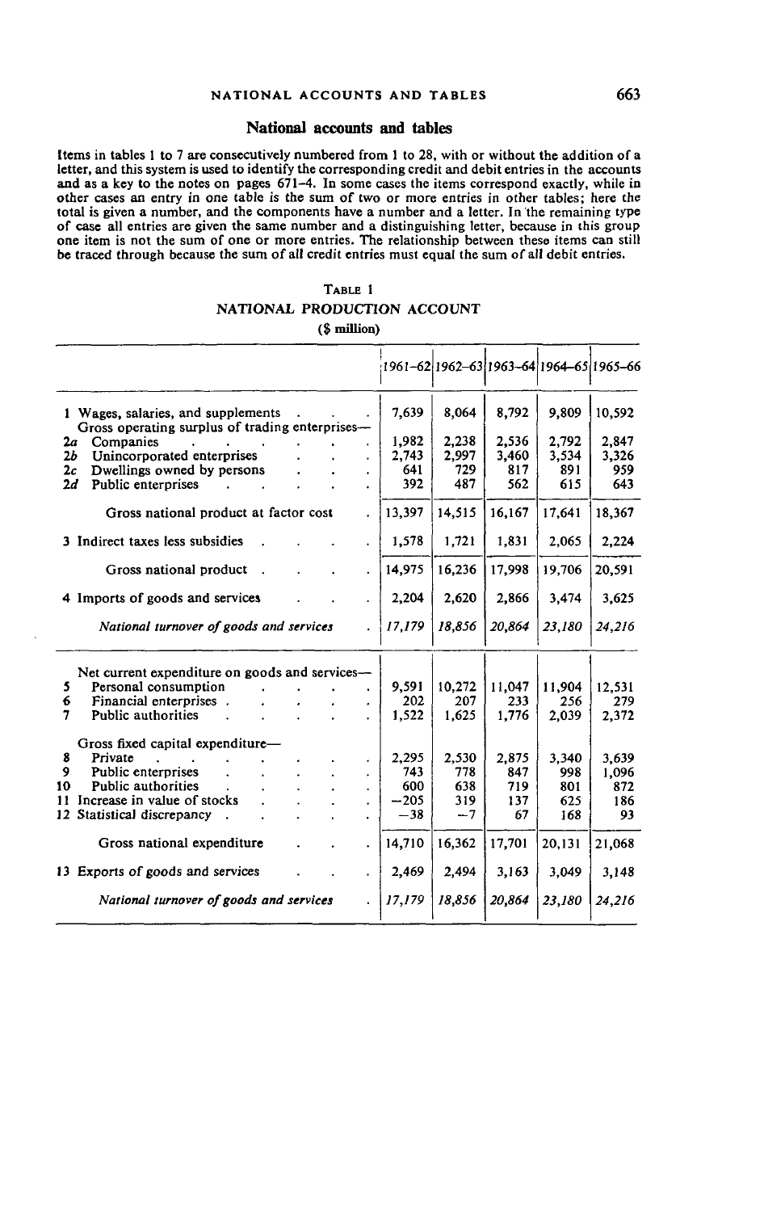## National accounts and tables

Items in tables 1 to 7 are consecutively numbered from 1 to 28, with or without the addition of a letter, and this system is used to identify the corresponding credit and debit entries in the accounts and as a key to the notes on pages 671–4. In some cases the items correspond exactly, while in other cases an entry in one table is the sum of two or more entries in other tables; here the total is given a number, and the components have a number and a letter. In the remaining type of case all entries are given the same number and a distinguishing letter, because in this group one item is not the sum of one or more entries. The relationship between these items can still be traced through because the sum of all credit entries must equal the sum of all debit entries.

### TABLE 1
### NATIONAL PRODUCTION ACCOUNT
($ million)

| | 1961–62 | 1962–63 | 1963–64 | 1964–65 | 1965–66 |
|---|---|---|---|---|---|
| 1 Wages, salaries, and supplements | 7,639 | 8,064 | 8,792 | 9,809 | 10,592 |
| Gross operating surplus of trading enterprises— | | | | | |
| 2a Companies | 1,982 | 2,238 | 2,536 | 2,792 | 2,847 |
| 2b Unincorporated enterprises | 2,743 | 2,997 | 3,460 | 3,534 | 3,326 |
| 2c Dwellings owned by persons | 641 | 729 | 817 | 891 | 959 |
| 2d Public enterprises | 392 | 487 | 562 | 615 | 643 |
| Gross national product at factor cost | 13,397 | 14,515 | 16,167 | 17,641 | 18,367 |
| 3 Indirect taxes less subsidies | 1,578 | 1,721 | 1,831 | 2,065 | 2,224 |
| Gross national product | 14,975 | 16,236 | 17,998 | 19,706 | 20,591 |
| 4 Imports of goods and services | 2,204 | 2,620 | 2,866 | 3,474 | 3,625 |
| *National turnover of goods and services* | *17,179* | *18,856* | *20,864* | *23,180* | *24,216* |
| Net current expenditure on goods and services— | | | | | |
| 5 Personal consumption | 9,591 | 10,272 | 11,047 | 11,904 | 12,531 |
| 6 Financial enterprises | 202 | 207 | 233 | 256 | 279 |
| 7 Public authorities | 1,522 | 1,625 | 1,776 | 2,039 | 2,372 |
| Gross fixed capital expenditure— | | | | | |
| 8 Private | 2,295 | 2,530 | 2,875 | 3,340 | 3,639 |
| 9 Public enterprises | 743 | 778 | 847 | 998 | 1,096 |
| 10 Public authorities | 600 | 638 | 719 | 801 | 872 |
| 11 Increase in value of stocks | −205 | 319 | 137 | 625 | 186 |
| 12 Statistical discrepancy | −38 | −7 | 67 | 168 | 93 |
| Gross national expenditure | 14,710 | 16,362 | 17,701 | 20,131 | 21,068 |
| 13 Exports of goods and services | 2,469 | 2,494 | 3,163 | 3,049 | 3,148 |
| *National turnover of goods and services* | *17,179* | *18,856* | *20,864* | *23,180* | *24,216* |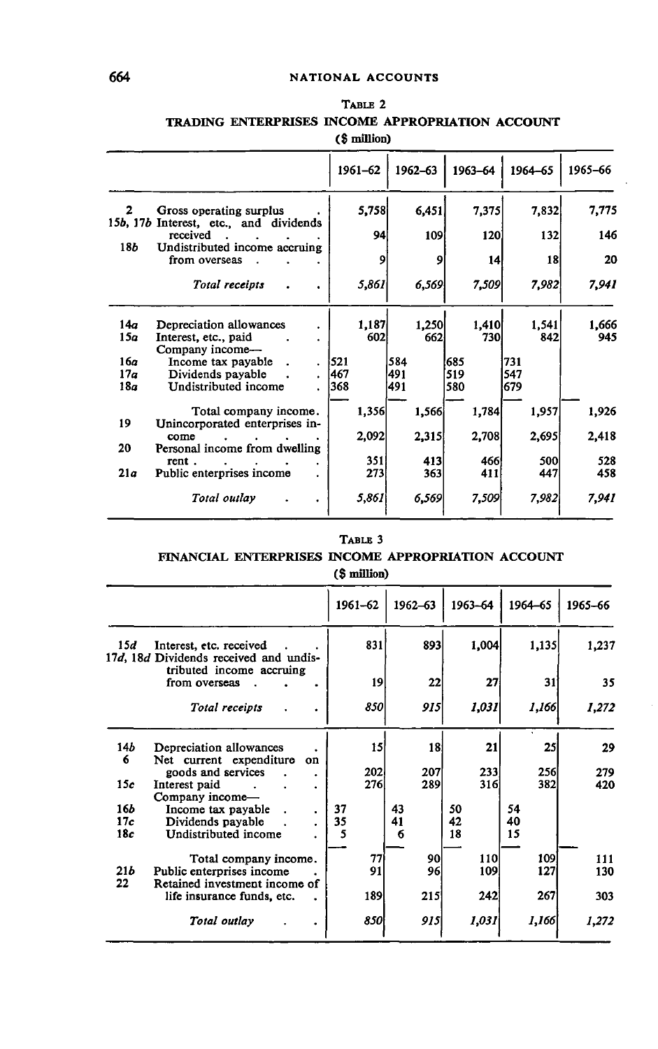**TABLE 2**

**TRADING ENTERPRISES INCOME APPROPRIATION ACCOUNT**

**($ million)**

| | | 1961–62 | 1962–63 | 1963–64 | 1964–65 | 1965–66 |
|---|---|---|---|---|---|---|
| 2 | Gross operating surplus | 5,758 | 6,451 | 7,375 | 7,832 | 7,775 |
| 15*b*, 17*b* | Interest, etc., and dividends received | 94 | 109 | 120 | 132 | 146 |
| 18*b* | Undistributed income accruing from overseas | 9 | 9 | 14 | 18 | 20 |
| | *Total receipts* | *5,861* | *6,569* | *7,509* | *7,982* | *7,941* |
| 14*a* | Depreciation allowances | 1,187 | 1,250 | 1,410 | 1,541 | 1,666 |
| 15*a* | Interest, etc., paid | 602 | 662 | 730 | 842 | 945 |
| | Company income— | | | | | |
| 16*a* | Income tax payable | 521 | 584 | 685 | 731 | |
| 17*a* | Dividends payable | 467 | 491 | 519 | 547 | |
| 18*a* | Undistributed income | 368 | 491 | 580 | 679 | |
| | Total company income | 1,356 | 1,566 | 1,784 | 1,957 | 1,926 |
| 19 | Unincorporated enterprises income | 2,092 | 2,315 | 2,708 | 2,695 | 2,418 |
| 20 | Personal income from dwelling rent | 351 | 413 | 466 | 500 | 528 |
| 21*a* | Public enterprises income | 273 | 363 | 411 | 447 | 458 |
| | *Total outlay* | *5,861* | *6,569* | *7,509* | *7,982* | *7,941* |

**TABLE 3**

**FINANCIAL ENTERPRISES INCOME APPROPRIATION ACCOUNT**

**($ million)**

| | | 1961–62 | 1962–63 | 1963–64 | 1964–65 | 1965–66 |
|---|---|---|---|---|---|---|
| 15*d* | Interest, etc. received | 831 | 893 | 1,004 | 1,135 | 1,237 |
| 17*d*, 18*d* | Dividends received and undistributed income accruing from overseas | 19 | 22 | 27 | 31 | 35 |
| | *Total receipts* | *850* | *915* | *1,031* | *1,166* | *1,272* |
| 14*b* | Depreciation allowances | 15 | 18 | 21 | 25 | 29 |
| 6 | Net current expenditure on goods and services | 202 | 207 | 233 | 256 | 279 |
| 15*c* | Interest paid | 276 | 289 | 316 | 382 | 420 |
| | Company income— | | | | | |
| 16*b* | Income tax payable | 37 | 43 | 50 | 54 | |
| 17*c* | Dividends payable | 35 | 41 | 42 | 40 | |
| 18*c* | Undistributed income | 5 | 6 | 18 | 15 | |
| | Total company income | 77 | 90 | 110 | 109 | 111 |
| 21*b* | Public enterprises income | 91 | 96 | 109 | 127 | 130 |
| 22 | Retained investment income of life insurance funds, etc. | 189 | 215 | 242 | 267 | 303 |
| | *Total outlay* | *850* | *915* | *1,031* | *1,166* | *1,272* |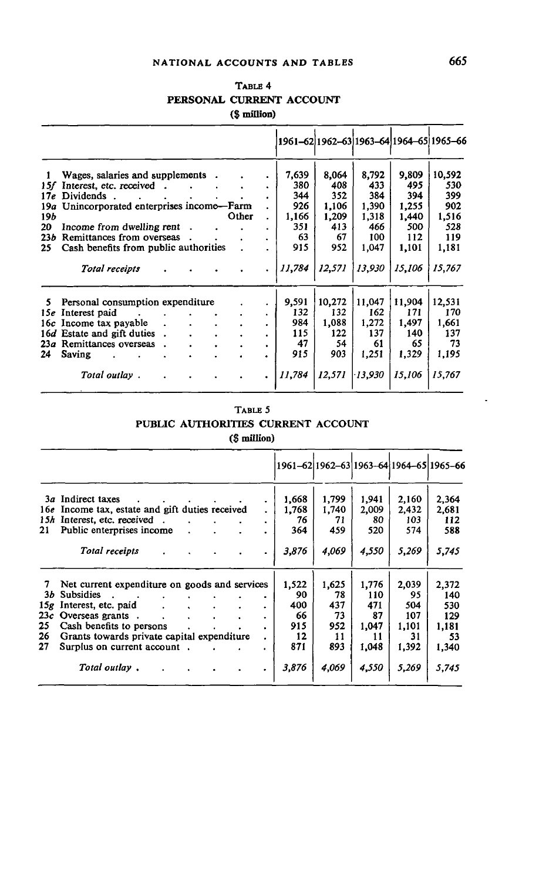### TABLE 4

## PERSONAL CURRENT ACCOUNT

($ million)

| | | 1961–62 | 1962–63 | 1963–64 | 1964–65 | 1965–66 |
|---|---|---|---|---|---|---|
| 1 | Wages, salaries and supplements | 7,639 | 8,064 | 8,792 | 9,809 | 10,592 |
| 15*f* | Interest, etc. received | 380 | 408 | 433 | 495 | 530 |
| 17*e* | Dividends | 344 | 352 | 384 | 394 | 399 |
| 19*a* | Unincorporated enterprises income—Farm | 926 | 1,106 | 1,390 | 1,255 | 902 |
| 19*b* | Other | 1,166 | 1,209 | 1,318 | 1,440 | 1,516 |
| 20 | Income from dwelling rent | 351 | 413 | 466 | 500 | 528 |
| 23*b* | Remittances from overseas | 63 | 67 | 100 | 112 | 119 |
| 25 | Cash benefits from public authorities | 915 | 952 | 1,047 | 1,101 | 1,181 |
| | *Total receipts* | *11,784* | *12,571* | *13,930* | *15,106* | *15,767* |
| 5 | Personal consumption expenditure | 9,591 | 10,272 | 11,047 | 11,904 | 12,531 |
| 15*e* | Interest paid | 132 | 132 | 162 | 171 | 170 |
| 16*c* | Income tax payable | 984 | 1,088 | 1,272 | 1,497 | 1,661 |
| 16*d* | Estate and gift duties | 115 | 122 | 137 | 140 | 137 |
| 23*a* | Remittances overseas | 47 | 54 | 61 | 65 | 73 |
| 24 | Saving | 915 | 903 | 1,251 | 1,329 | 1,195 |
| | *Total outlay* | *11,784* | *12,571* | *13,930* | *15,106* | *15,767* |

### TABLE 5

## PUBLIC AUTHORITIES CURRENT ACCOUNT

($ million)

| | | 1961–62 | 1962–63 | 1963–64 | 1964–65 | 1965–66 |
|---|---|---|---|---|---|---|
| 3*a* | Indirect taxes | 1,668 | 1,799 | 1,941 | 2,160 | 2,364 |
| 16*e* | Income tax, estate and gift duties received | 1,768 | 1,740 | 2,009 | 2,432 | 2,681 |
| 15*h* | Interest, etc. received | 76 | 71 | 80 | 103 | 112 |
| 21 | Public enterprises income | 364 | 459 | 520 | 574 | 588 |
| | *Total receipts* | *3,876* | *4,069* | *4,550* | *5,269* | *5,745* |
| 7 | Net current expenditure on goods and services | 1,522 | 1,625 | 1,776 | 2,039 | 2,372 |
| 3*b* | Subsidies | 90 | 78 | 110 | 95 | 140 |
| 15*g* | Interest, etc. paid | 400 | 437 | 471 | 504 | 530 |
| 23*c* | Overseas grants | 66 | 73 | 87 | 107 | 129 |
| 25 | Cash benefits to persons | 915 | 952 | 1,047 | 1,101 | 1,181 |
| 26 | Grants towards private capital expenditure | 12 | 11 | 11 | 31 | 53 |
| 27 | Surplus on current account | 871 | 893 | 1,048 | 1,392 | 1,340 |
| | *Total outlay* | *3,876* | *4,069* | *4,550* | *5,269* | *5,745* |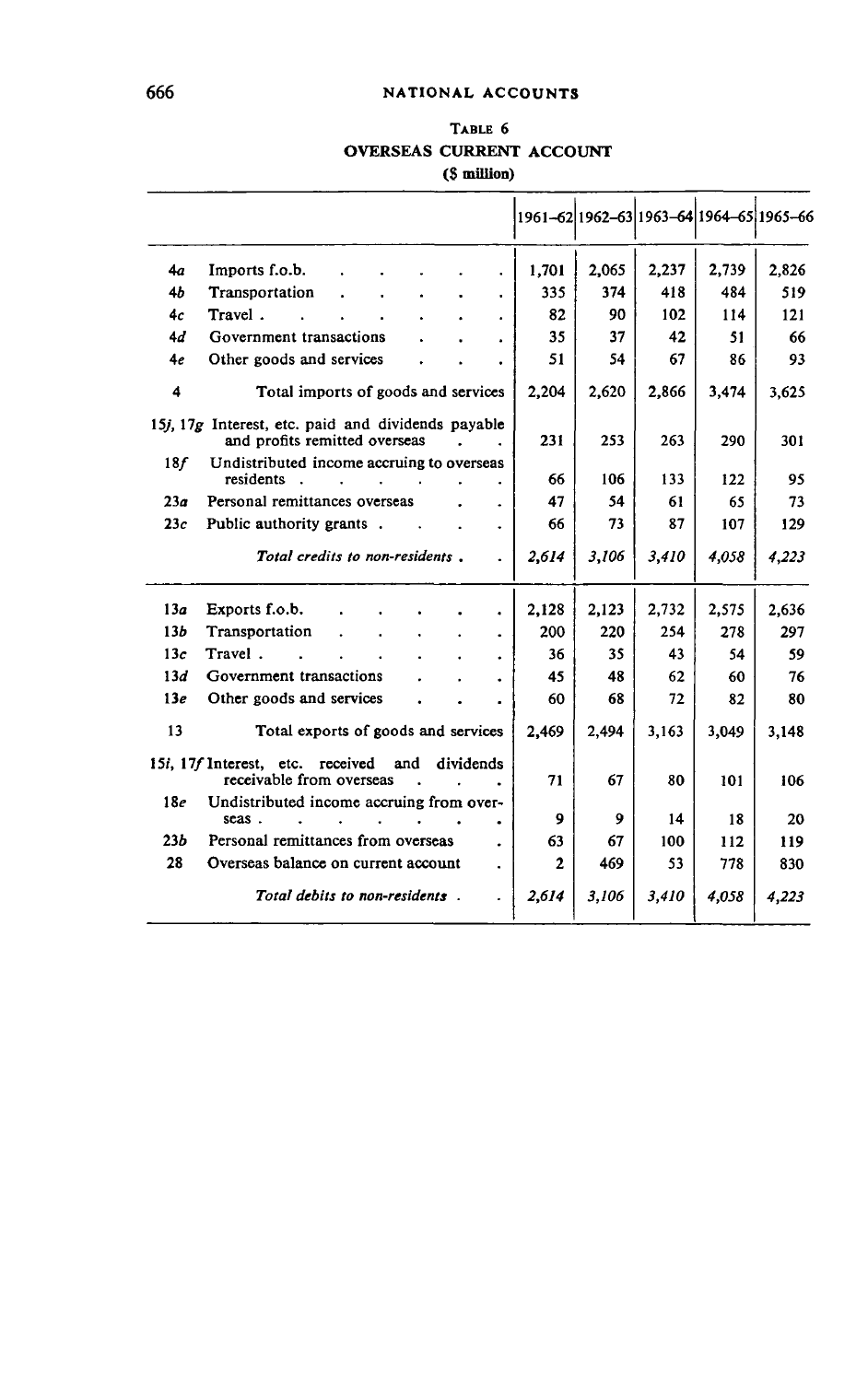### Table 6

### OVERSEAS CURRENT ACCOUNT

($ million)

| | | 1961–62 | 1962–63 | 1963–64 | 1964–65 | 1965–66 |
|---|---|---|---|---|---|---|
| 4a | Imports f.o.b. | 1,701 | 2,065 | 2,237 | 2,739 | 2,826 |
| 4b | Transportation | 335 | 374 | 418 | 484 | 519 |
| 4c | Travel | 82 | 90 | 102 | 114 | 121 |
| 4d | Government transactions | 35 | 37 | 42 | 51 | 66 |
| 4e | Other goods and services | 51 | 54 | 67 | 86 | 93 |
| 4 | Total imports of goods and services | 2,204 | 2,620 | 2,866 | 3,474 | 3,625 |
| 15j, 17g | Interest, etc. paid and dividends payable and profits remitted overseas | 231 | 253 | 263 | 290 | 301 |
| 18f | Undistributed income accruing to overseas residents | 66 | 106 | 133 | 122 | 95 |
| 23a | Personal remittances overseas | 47 | 54 | 61 | 65 | 73 |
| 23c | Public authority grants | 66 | 73 | 87 | 107 | 129 |
| | *Total credits to non-residents* | *2,614* | *3,106* | *3,410* | *4,058* | *4,223* |
| 13a | Exports f.o.b. | 2,128 | 2,123 | 2,732 | 2,575 | 2,636 |
| 13b | Transportation | 200 | 220 | 254 | 278 | 297 |
| 13c | Travel | 36 | 35 | 43 | 54 | 59 |
| 13d | Government transactions | 45 | 48 | 62 | 60 | 76 |
| 13e | Other goods and services | 60 | 68 | 72 | 82 | 80 |
| 13 | Total exports of goods and services | 2,469 | 2,494 | 3,163 | 3,049 | 3,148 |
| 15i, 17f | Interest, etc. received and dividends receivable from overseas | 71 | 67 | 80 | 101 | 106 |
| 18e | Undistributed income accruing from overseas | 9 | 9 | 14 | 18 | 20 |
| 23b | Personal remittances from overseas | 63 | 67 | 100 | 112 | 119 |
| 28 | Overseas balance on current account | 2 | 469 | 53 | 778 | 830 |
| | *Total debits to non-residents* | *2,614* | *3,106* | *3,410* | *4,058* | *4,223* |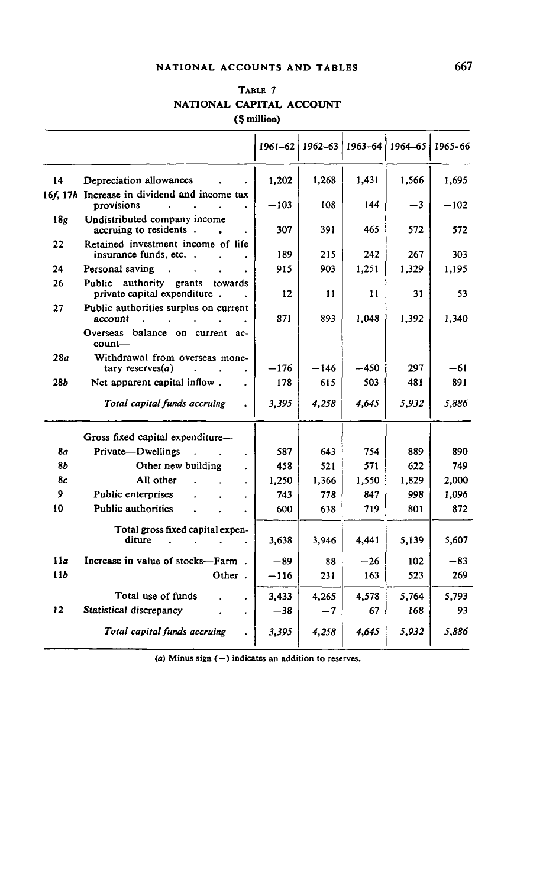TABLE 7

NATIONAL CAPITAL ACCOUNT

($ million)

| | | 1961–62 | 1962–63 | 1963–64 | 1964–65 | 1965–66 |
|---|---|---|---|---|---|---|
| 14 | Depreciation allowances | 1,202 | 1,268 | 1,431 | 1,566 | 1,695 |
| 16f, 17h | Increase in dividend and income tax provisions | −103 | 108 | 144 | −3 | −102 |
| 18g | Undistributed company income accruing to residents | 307 | 391 | 465 | 572 | 572 |
| 22 | Retained investment income of life insurance funds, etc. | 189 | 215 | 242 | 267 | 303 |
| 24 | Personal saving | 915 | 903 | 1,251 | 1,329 | 1,195 |
| 26 | Public authority grants towards private capital expenditure | 12 | 11 | 11 | 31 | 53 |
| 27 | Public authorities surplus on current account | 871 | 893 | 1,048 | 1,392 | 1,340 |
| | Overseas balance on current account— | | | | | |
| 28a | Withdrawal from overseas monetary reserves(a) | −176 | −146 | −450 | 297 | −61 |
| 28b | Net apparent capital inflow | 178 | 615 | 503 | 481 | 891 |
| | *Total capital funds accruing* | *3,395* | *4,258* | *4,645* | *5,932* | *5,886* |
| | Gross fixed capital expenditure— | | | | | |
| 8a | Private—Dwellings | 587 | 643 | 754 | 889 | 890 |
| 8b | Other new building | 458 | 521 | 571 | 622 | 749 |
| 8c | All other | 1,250 | 1,366 | 1,550 | 1,829 | 2,000 |
| 9 | Public enterprises | 743 | 778 | 847 | 998 | 1,096 |
| 10 | Public authorities | 600 | 638 | 719 | 801 | 872 |
| | Total gross fixed capital expenditure | 3,638 | 3,946 | 4,441 | 5,139 | 5,607 |
| 11a | Increase in value of stocks—Farm | −89 | 88 | −26 | 102 | −83 |
| 11b | Other | −116 | 231 | 163 | 523 | 269 |
| | Total use of funds | 3,433 | 4,265 | 4,578 | 5,764 | 5,793 |
| 12 | Statistical discrepancy | −38 | −7 | 67 | 168 | 93 |
| | *Total capital funds accruing* | *3,395* | *4,258* | *4,645* | *5,932* | *5,886* |

(a) Minus sign (−) indicates an addition to reserves.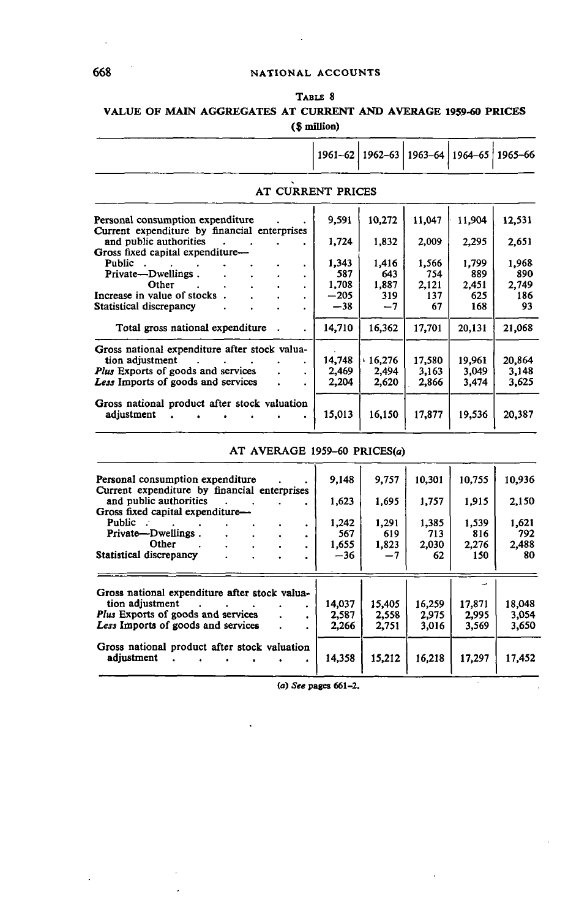TABLE 8

VALUE OF MAIN AGGREGATES AT CURRENT AND AVERAGE 1959-60 PRICES

($ million)

| | 1961–62 | 1962–63 | 1963–64 | 1964–65 | 1965–66 |
|---|---|---|---|---|---|
| **AT CURRENT PRICES** | | | | | |
| Personal consumption expenditure | 9,591 | 10,272 | 11,047 | 11,904 | 12,531 |
| Current expenditure by financial enterprises and public authorities | 1,724 | 1,832 | 2,009 | 2,295 | 2,651 |
| Gross fixed capital expenditure— | | | | | |
| Public | 1,343 | 1,416 | 1,566 | 1,799 | 1,968 |
| Private—Dwellings | 587 | 643 | 754 | 889 | 890 |
| Other | 1,708 | 1,887 | 2,121 | 2,451 | 2,749 |
| Increase in value of stocks | −205 | 319 | 137 | 625 | 186 |
| Statistical discrepancy | −38 | −7 | 67 | 168 | 93 |
| Total gross national expenditure | 14,710 | 16,362 | 17,701 | 20,131 | 21,068 |
| Gross national expenditure after stock valuation adjustment | 14,748 | 16,276 | 17,580 | 19,961 | 20,864 |
| *Plus* Exports of goods and services | 2,469 | 2,494 | 3,163 | 3,049 | 3,148 |
| *Less* Imports of goods and services | 2,204 | 2,620 | 2,866 | 3,474 | 3,625 |
| Gross national product after stock valuation adjustment | 15,013 | 16,150 | 17,877 | 19,536 | 20,387 |
| **AT AVERAGE 1959–60 PRICES(a)** | | | | | |
| Personal consumption expenditure | 9,148 | 9,757 | 10,301 | 10,755 | 10,936 |
| Current expenditure by financial enterprises and public authorities | 1,623 | 1,695 | 1,757 | 1,915 | 2,150 |
| Gross fixed capital expenditure— | | | | | |
| Public | 1,242 | 1,291 | 1,385 | 1,539 | 1,621 |
| Private—Dwellings | 567 | 619 | 713 | 816 | 792 |
| Other | 1,655 | 1,823 | 2,030 | 2,276 | 2,488 |
| Statistical discrepancy | −36 | −7 | 62 | 150 | 80 |
| Gross national expenditure after stock valuation adjustment | 14,037 | 15,405 | 16,259 | 17,871 | 18,048 |
| *Plus* Exports of goods and services | 2,587 | 2,558 | 2,975 | 2,995 | 3,054 |
| *Less* Imports of goods and services | 2,266 | 2,751 | 3,016 | 3,569 | 3,650 |
| Gross national product after stock valuation adjustment | 14,358 | 15,212 | 16,218 | 17,297 | 17,452 |

(a) *See* pages 661–2.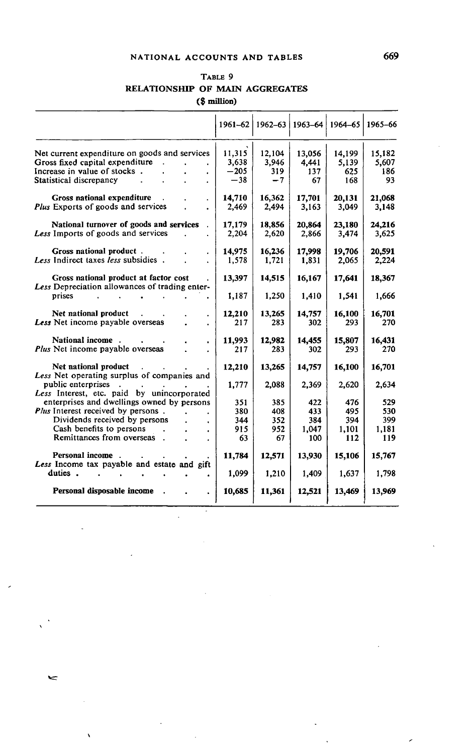TABLE 9

RELATIONSHIP OF MAIN AGGREGATES

($ million)

| | 1961–62 | 1962–63 | 1963–64 | 1964–65 | 1965–66 |
|---|---|---|---|---|---|
| Net current expenditure on goods and services | 11,315 | 12,104 | 13,056 | 14,199 | 15,182 |
| Gross fixed capital expenditure | 3,638 | 3,946 | 4,441 | 5,139 | 5,607 |
| Increase in value of stocks | −205 | 319 | 137 | 625 | 186 |
| Statistical discrepancy | −38 | −7 | 67 | 168 | 93 |
| **Gross national expenditure** | **14,710** | **16,362** | **17,701** | **20,131** | **21,068** |
| *Plus* Exports of goods and services | 2,469 | 2,494 | 3,163 | 3,049 | 3,148 |
| **National turnover of goods and services** | **17,179** | **18,856** | **20,864** | **23,180** | **24,216** |
| *Less* Imports of goods and services | 2,204 | 2,620 | 2,866 | 3,474 | 3,625 |
| **Gross national product** | **14,975** | **16,236** | **17,998** | **19,706** | **20,591** |
| *Less* Indirect taxes *less* subsidies | 1,578 | 1,721 | 1,831 | 2,065 | 2,224 |
| **Gross national product at factor cost** | **13,397** | **14,515** | **16,167** | **17,641** | **18,367** |
| *Less* Depreciation allowances of trading enterprises | 1,187 | 1,250 | 1,410 | 1,541 | 1,666 |
| **Net national product** | **12,210** | **13,265** | **14,757** | **16,100** | **16,701** |
| *Less* Net income payable overseas | 217 | 283 | 302 | 293 | 270 |
| **National income** | **11,993** | **12,982** | **14,455** | **15,807** | **16,431** |
| *Plus* Net income payable overseas | 217 | 283 | 302 | 293 | 270 |
| **Net national product** | **12,210** | **13,265** | **14,757** | **16,100** | **16,701** |
| *Less* Net operating surplus of companies and public enterprises | 1,777 | 2,088 | 2,369 | 2,620 | 2,634 |
| *Less* Interest, etc. paid by unincorporated enterprises and dwellings owned by persons | 351 | 385 | 422 | 476 | 529 |
| *Plus* Interest received by persons | 380 | 408 | 433 | 495 | 530 |
| Dividends received by persons | 344 | 352 | 384 | 394 | 399 |
| Cash benefits to persons | 915 | 952 | 1,047 | 1,101 | 1,181 |
| Remittances from overseas | 63 | 67 | 100 | 112 | 119 |
| **Personal income** | **11,784** | **12,571** | **13,930** | **15,106** | **15,767** |
| *Less* Income tax payable and estate and gift duties | 1,099 | 1,210 | 1,409 | 1,637 | 1,798 |
| **Personal disposable income** | **10,685** | **11,361** | **12,521** | **13,469** | **13,969** |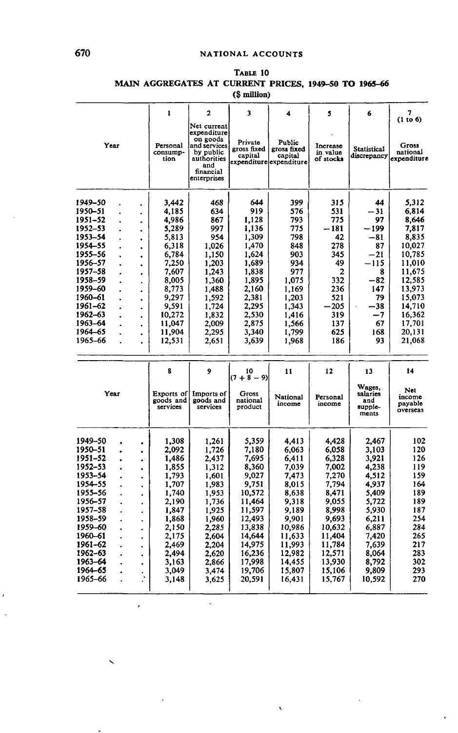**TABLE 10**

**MAIN AGGREGATES AT CURRENT PRICES, 1949–50 TO 1965–66**

**($ million)**

| Year | 1<br>Personal consumption | 2<br>Net current expenditure on goods and services by public authorities and financial enterprises | 3<br>Private gross fixed capital expenditure | 4<br>Public gross fixed capital expenditure | 5<br>Increase in value of stocks | 6<br>Statistical discrepancy | 7 (1 to 6)<br>Gross national expenditure |
|---|---|---|---|---|---|---|---|
| 1949–50 | 3,442 | 468 | 644 | 399 | 315 | 44 | 5,312 |
| 1950–51 | 4,185 | 634 | 919 | 576 | 531 | −31 | 6,814 |
| 1951–52 | 4,986 | 867 | 1,128 | 793 | 775 | 97 | 8,646 |
| 1952–53 | 5,289 | 997 | 1,136 | 775 | −181 | −199 | 7,817 |
| 1953–54 | 5,813 | 954 | 1,309 | 798 | 42 | −81 | 8,835 |
| 1954–55 | 6,318 | 1,026 | 1,470 | 848 | 278 | 87 | 10,027 |
| 1955–56 | 6,784 | 1,150 | 1,624 | 903 | 345 | −21 | 10,785 |
| 1956–57 | 7,250 | 1,203 | 1,689 | 934 | 49 | −115 | 11,010 |
| 1957–58 | 7,607 | 1,243 | 1,838 | 977 | 2 | 8 | 11,675 |
| 1958–59 | 8,005 | 1,360 | 1,895 | 1,075 | 332 | −82 | 12,585 |
| 1959–60 | 8,773 | 1,488 | 2,160 | 1,169 | 236 | 147 | 13,973 |
| 1960–61 | 9,297 | 1,592 | 2,381 | 1,203 | 521 | 79 | 15,073 |
| 1961–62 | 9,591 | 1,724 | 2,295 | 1,343 | −205 | −38 | 14,710 |
| 1962–63 | 10,272 | 1,832 | 2,530 | 1,416 | 319 | −7 | 16,362 |
| 1963–64 | 11,047 | 2,009 | 2,875 | 1,566 | 137 | 67 | 17,701 |
| 1964–65 | 11,904 | 2,295 | 3,340 | 1,799 | 625 | 168 | 20,131 |
| 1965–66 | 12,531 | 2,651 | 3,639 | 1,968 | 186 | 93 | 21,068 |

| Year | 8<br>Exports of goods and services | 9<br>Imports of goods and services | 10 (7 + 8 − 9)<br>Gross national product | 11<br>National income | 12<br>Personal income | 13<br>Wages, salaries and supplements | 14<br>Net income payable overseas |
|---|---|---|---|---|---|---|---|
| 1949–50 | 1,308 | 1,261 | 5,359 | 4,413 | 4,428 | 2,467 | 102 |
| 1950–51 | 2,092 | 1,726 | 7,180 | 6,063 | 6,058 | 3,103 | 120 |
| 1951–52 | 1,486 | 2,437 | 7,695 | 6,411 | 6,328 | 3,921 | 126 |
| 1952–53 | 1,855 | 1,312 | 8,360 | 7,039 | 7,002 | 4,238 | 119 |
| 1953–54 | 1,793 | 1,601 | 9,027 | 7,473 | 7,270 | 4,512 | 159 |
| 1954–55 | 1,707 | 1,983 | 9,751 | 8,015 | 7,794 | 4,937 | 164 |
| 1955–56 | 1,740 | 1,953 | 10,572 | 8,638 | 8,471 | 5,409 | 189 |
| 1956–57 | 2,190 | 1,736 | 11,464 | 9,318 | 9,055 | 5,722 | 189 |
| 1957–58 | 1,847 | 1,925 | 11,597 | 9,189 | 8,998 | 5,930 | 187 |
| 1958–59 | 1,868 | 1,960 | 12,493 | 9,901 | 9,693 | 6,211 | 254 |
| 1959–60 | 2,150 | 2,285 | 13,838 | 10,986 | 10,632 | 6,887 | 284 |
| 1960–61 | 2,175 | 2,604 | 14,644 | 11,633 | 11,404 | 7,420 | 265 |
| 1961–62 | 2,469 | 2,204 | 14,975 | 11,993 | 11,784 | 7,639 | 217 |
| 1962–63 | 2,494 | 2,620 | 16,236 | 12,982 | 12,571 | 8,064 | 283 |
| 1963–64 | 3,163 | 2,866 | 17,998 | 14,455 | 13,930 | 8,792 | 302 |
| 1964–65 | 3,049 | 3,474 | 19,706 | 15,807 | 15,106 | 9,809 | 293 |
| 1965–66 | 3,148 | 3,625 | 20,591 | 16,431 | 15,767 | 10,592 | 270 |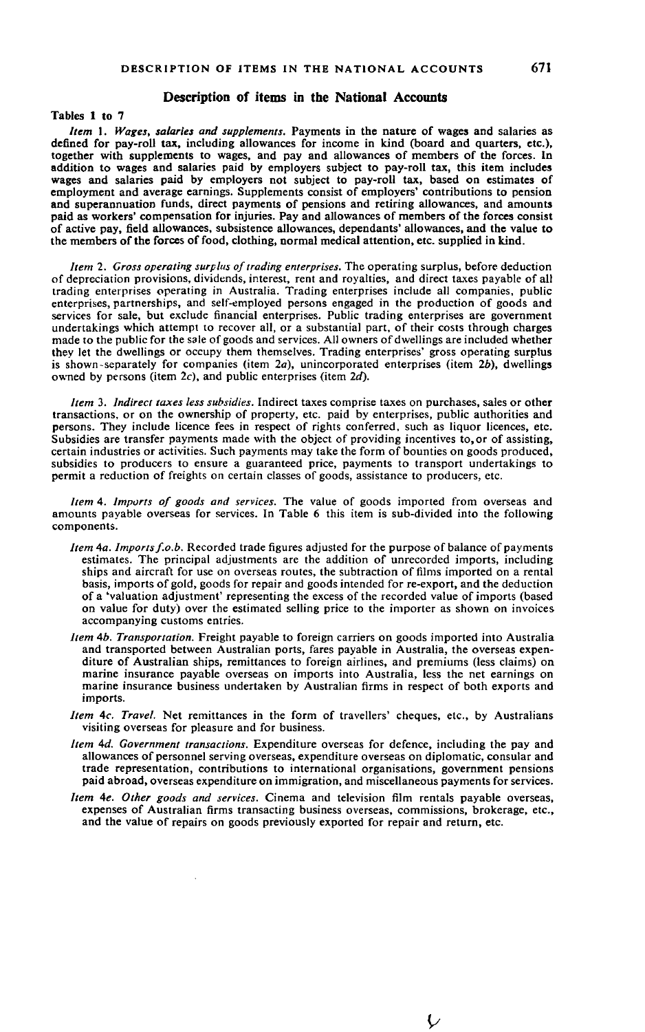## Description of items in the National Accounts

### Tables 1 to 7

*Item* 1. *Wages, salaries and supplements.* Payments in the nature of wages and salaries as defined for pay-roll tax, including allowances for income in kind (board and quarters, etc.), together with supplements to wages, and pay and allowances of members of the forces. In addition to wages and salaries paid by employers subject to pay-roll tax, this item includes wages and salaries paid by employers not subject to pay-roll tax, based on estimates of employment and average earnings. Supplements consist of employers' contributions to pension and superannuation funds, direct payments of pensions and retiring allowances, and amounts paid as workers' compensation for injuries. Pay and allowances of members of the forces consist of active pay, field allowances, subsistence allowances, dependants' allowances, and the value to the members of the forces of food, clothing, normal medical attention, etc. supplied in kind.

*Item* 2. *Gross operating surplus of trading enterprises.* The operating surplus, before deduction of depreciation provisions, dividends, interest, rent and royalties, and direct taxes payable of all trading enterprises operating in Australia. Trading enterprises include all companies, public enterprises, partnerships, and self-employed persons engaged in the production of goods and services for sale, but exclude financial enterprises. Public trading enterprises are government undertakings which attempt to recover all, or a substantial part, of their costs through charges made to the public for the sale of goods and services. All owners of dwellings are included whether they let the dwellings or occupy them themselves. Trading enterprises' gross operating surplus is shown separately for companies (item 2*a*), unincorporated enterprises (item 2*b*), dwellings owned by persons (item 2*c*), and public enterprises (item 2*d*).

*Item* 3. *Indirect taxes less subsidies.* Indirect taxes comprise taxes on purchases, sales or other transactions, or on the ownership of property, etc. paid by enterprises, public authorities and persons. They include licence fees in respect of rights conferred, such as liquor licences, etc. Subsidies are transfer payments made with the object of providing incentives to, or of assisting, certain industries or activities. Such payments may take the form of bounties on goods produced, subsidies to producers to ensure a guaranteed price, payments to transport undertakings to permit a reduction of freights on certain classes of goods, assistance to producers, etc.

*Item* 4. *Imports of goods and services.* The value of goods imported from overseas and amounts payable overseas for services. In Table 6 this item is sub-divided into the following components.

- *Item* 4*a*. *Imports f.o.b.* Recorded trade figures adjusted for the purpose of balance of payments estimates. The principal adjustments are the addition of unrecorded imports, including ships and aircraft for use on overseas routes, the subtraction of films imported on a rental basis, imports of gold, goods for repair and goods intended for re-export, and the deduction of a 'valuation adjustment' representing the excess of the recorded value of imports (based on value for duty) over the estimated selling price to the importer as shown on invoices accompanying customs entries.
- *Item* 4*b*. *Transportation.* Freight payable to foreign carriers on goods imported into Australia and transported between Australian ports, fares payable in Australia, the overseas expenditure of Australian ships, remittances to foreign airlines, and premiums (less claims) on marine insurance payable overseas on imports into Australia, less the net earnings on marine insurance business undertaken by Australian firms in respect of both exports and imports.
- *Item* 4*c*. *Travel.* Net remittances in the form of travellers' cheques, etc., by Australians visiting overseas for pleasure and for business.
- *Item* 4*d*. *Government transactions.* Expenditure overseas for defence, including the pay and allowances of personnel serving overseas, expenditure overseas on diplomatic, consular and trade representation, contributions to international organisations, government pensions paid abroad, overseas expenditure on immigration, and miscellaneous payments for services.
- *Item* 4*e*. *Other goods and services.* Cinema and television film rentals payable overseas, expenses of Australian firms transacting business overseas, commissions, brokerage, etc., and the value of repairs on goods previously exported for repair and return, etc.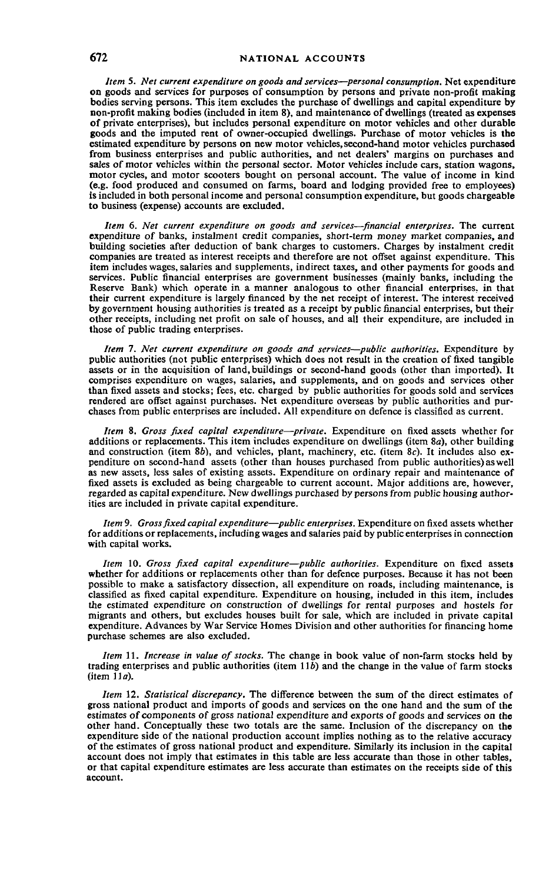*Item 5. Net current expenditure on goods and services—personal consumption.* Net expenditure on goods and services for purposes of consumption by persons and private non-profit making bodies serving persons. This item excludes the purchase of dwellings and capital expenditure by non-profit making bodies (included in item 8), and maintenance of dwellings (treated as expenses of private enterprises), but includes personal expenditure on motor vehicles and other durable goods and the imputed rent of owner-occupied dwellings. Purchase of motor vehicles is the estimated expenditure by persons on new motor vehicles, second-hand motor vehicles purchased from business enterprises and public authorities, and net dealers' margins on purchases and sales of motor vehicles within the personal sector. Motor vehicles include cars, station wagons, motor cycles, and motor scooters bought on personal account. The value of income in kind (e.g. food produced and consumed on farms, board and lodging provided free to employees) is included in both personal income and personal consumption expenditure, but goods chargeable to business (expense) accounts are excluded.

*Item 6. Net current expenditure on goods and services—financial enterprises.* The current expenditure of banks, instalment credit companies, short-term money market companies, and building societies after deduction of bank charges to customers. Charges by instalment credit companies are treated as interest receipts and therefore are not offset against expenditure. This item includes wages, salaries and supplements, indirect taxes, and other payments for goods and services. Public financial enterprises are government businesses (mainly banks, including the Reserve Bank) which operate in a manner analogous to other financial enterprises, in that their current expenditure is largely financed by the net receipt of interest. The interest received by government housing authorities is treated as a receipt by public financial enterprises, but their other receipts, including net profit on sale of houses, and all their expenditure, are included in those of public trading enterprises.

*Item 7. Net current expenditure on goods and services—public authorities.* Expenditure by public authorities (not public enterprises) which does not result in the creation of fixed tangible assets or in the acquisition of land, buildings or second-hand goods (other than imported). It comprises expenditure on wages, salaries, and supplements, and on goods and services other than fixed assets and stocks; fees, etc. charged by public authorities for goods sold and services rendered are offset against purchases. Net expenditure overseas by public authorities and purchases from public enterprises are included. All expenditure on defence is classified as current.

*Item 8. Gross fixed capital expenditure—private.* Expenditure on fixed assets whether for additions or replacements. This item includes expenditure on dwellings (item 8*a*), other building and construction (item 8*b*), and vehicles, plant, machinery, etc. (item 8*c*). It includes also expenditure on second-hand assets (other than houses purchased from public authorities) as well as new assets, less sales of existing assets. Expenditure on ordinary repair and maintenance of fixed assets is excluded as being chargeable to current account. Major additions are, however, regarded as capital expenditure. New dwellings purchased by persons from public housing authorities are included in private capital expenditure.

*Item 9. Gross fixed capital expenditure—public enterprises.* Expenditure on fixed assets whether for additions or replacements, including wages and salaries paid by public enterprises in connection with capital works.

*Item 10. Gross fixed capital expenditure—public authorities.* Expenditure on fixed assets whether for additions or replacements other than for defence purposes. Because it has not been possible to make a satisfactory dissection, all expenditure on roads, including maintenance, is classified as fixed capital expenditure. Expenditure on housing, included in this item, includes the estimated expenditure on construction of dwellings for rental purposes and hostels for migrants and others, but excludes houses built for sale, which are included in private capital expenditure. Advances by War Service Homes Division and other authorities for financing home purchase schemes are also excluded.

*Item 11. Increase in value of stocks.* The change in book value of non-farm stocks held by trading enterprises and public authorities (item 11*b*) and the change in the value of farm stocks (item 11*a*).

*Item 12. Statistical discrepancy.* The difference between the sum of the direct estimates of gross national product and imports of goods and services on the one hand and the sum of the estimates of components of gross national expenditure and exports of goods and services on the other hand. Conceptually these two totals are the same. Inclusion of the discrepancy on the expenditure side of the national production account implies nothing as to the relative accuracy of the estimates of gross national product and expenditure. Similarly its inclusion in the capital account does not imply that estimates in this table are less accurate than those in other tables, or that capital expenditure estimates are less accurate than estimates on the receipts side of this account.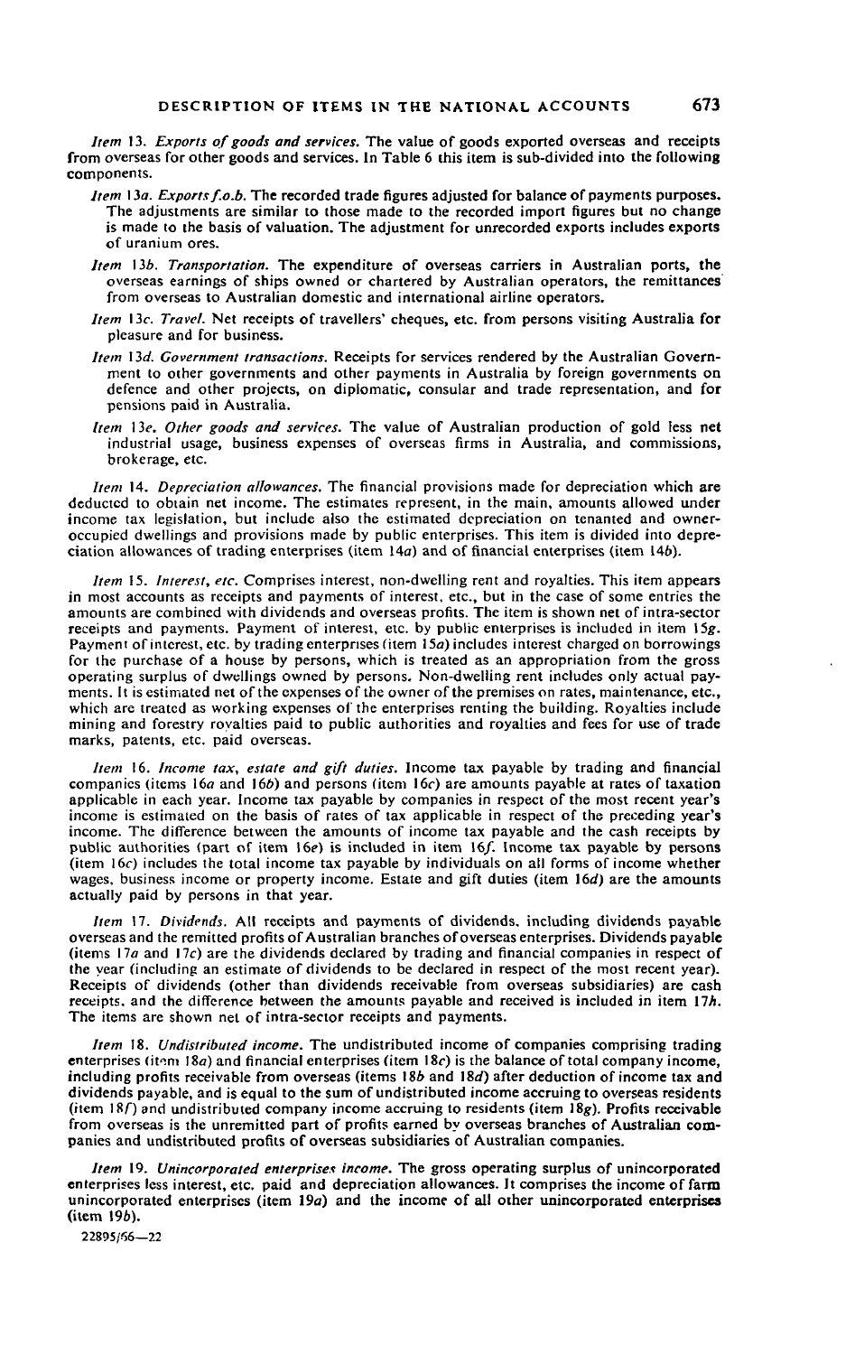*Item* 13. *Exports of goods and services.* The value of goods exported overseas and receipts from overseas for other goods and services. In Table 6 this item is sub-divided into the following components.

*Item* 13*a*. *Exports f.o.b.* The recorded trade figures adjusted for balance of payments purposes. The adjustments are similar to those made to the recorded import figures but no change is made to the basis of valuation. The adjustment for unrecorded exports includes exports of uranium ores.

*Item* 13*b*. *Transportation.* The expenditure of overseas carriers in Australian ports, the overseas earnings of ships owned or chartered by Australian operators, the remittances from overseas to Australian domestic and international airline operators.

*Item* 13*c*. *Travel.* Net receipts of travellers' cheques, etc. from persons visiting Australia for pleasure and for business.

*Item* 13*d*. *Government transactions.* Receipts for services rendered by the Australian Government to other governments and other payments in Australia by foreign governments on defence and other projects, on diplomatic, consular and trade representation, and for pensions paid in Australia.

*Item* 13*e*. *Other goods and services.* The value of Australian production of gold less net industrial usage, business expenses of overseas firms in Australia, and commissions, brokerage, etc.

*Item* 14. *Depreciation allowances.* The financial provisions made for depreciation which are deducted to obtain net income. The estimates represent, in the main, amounts allowed under income tax legislation, but include also the estimated depreciation on tenanted and owner-occupied dwellings and provisions made by public enterprises. This item is divided into depreciation allowances of trading enterprises (item 14*a*) and of financial enterprises (item 14*b*).

*Item* 15. *Interest, etc.* Comprises interest, non-dwelling rent and royalties. This item appears in most accounts as receipts and payments of interest, etc., but in the case of some entries the amounts are combined with dividends and overseas profits. The item is shown net of intra-sector receipts and payments. Payment of interest, etc. by public enterprises is included in item 15*g*. Payment of interest, etc. by trading enterprises (item 15*a*) includes interest charged on borrowings for the purchase of a house by persons, which is treated as an appropriation from the gross operating surplus of dwellings owned by persons. Non-dwelling rent includes only actual payments. It is estimated net of the expenses of the owner of the premises on rates, maintenance, etc., which are treated as working expenses of the enterprises renting the building. Royalties include mining and forestry royalties paid to public authorities and royalties and fees for use of trade marks, patents, etc. paid overseas.

*Item* 16. *Income tax, estate and gift duties.* Income tax payable by trading and financial companies (items 16*a* and 16*b*) and persons (item 16*c*) are amounts payable at rates of taxation applicable in each year. Income tax payable by companies in respect of the most recent year's income is estimated on the basis of rates of tax applicable in respect of the preceding year's income. The difference between the amounts of income tax payable and the cash receipts by public authorities (part of item 16*e*) is included in item 16*f*. Income tax payable by persons (item 16*c*) includes the total income tax payable by individuals on all forms of income whether wages, business income or property income. Estate and gift duties (item 16*d*) are the amounts actually paid by persons in that year.

*Item* 17. *Dividends.* All receipts and payments of dividends, including dividends payable overseas and the remitted profits of Australian branches of overseas enterprises. Dividends payable (items 17*a* and 17*c*) are the dividends declared by trading and financial companies in respect of the year (including an estimate of dividends to be declared in respect of the most recent year). Receipts of dividends (other than dividends receivable from overseas subsidiaries) are cash receipts, and the difference between the amounts payable and received is included in item 17*h*. The items are shown net of intra-sector receipts and payments.

*Item* 18. *Undistributed income.* The undistributed income of companies comprising trading enterprises (item 18*a*) and financial enterprises (item 18*c*) is the balance of total company income, including profits receivable from overseas (items 18*b* and 18*d*) after deduction of income tax and dividends payable, and is equal to the sum of undistributed income accruing to overseas residents (item 18*f*) and undistributed company income accruing to residents (item 18*g*). Profits receivable from overseas is the unremitted part of profits earned by overseas branches of Australian companies and undistributed profits of overseas subsidiaries of Australian companies.

*Item* 19. *Unincorporated enterprises income.* The gross operating surplus of unincorporated enterprises less interest, etc. paid and depreciation allowances. It comprises the income of farm unincorporated enterprises (item 19*a*) and the income of all other unincorporated enterprises (item 19*b*).

22895/66—22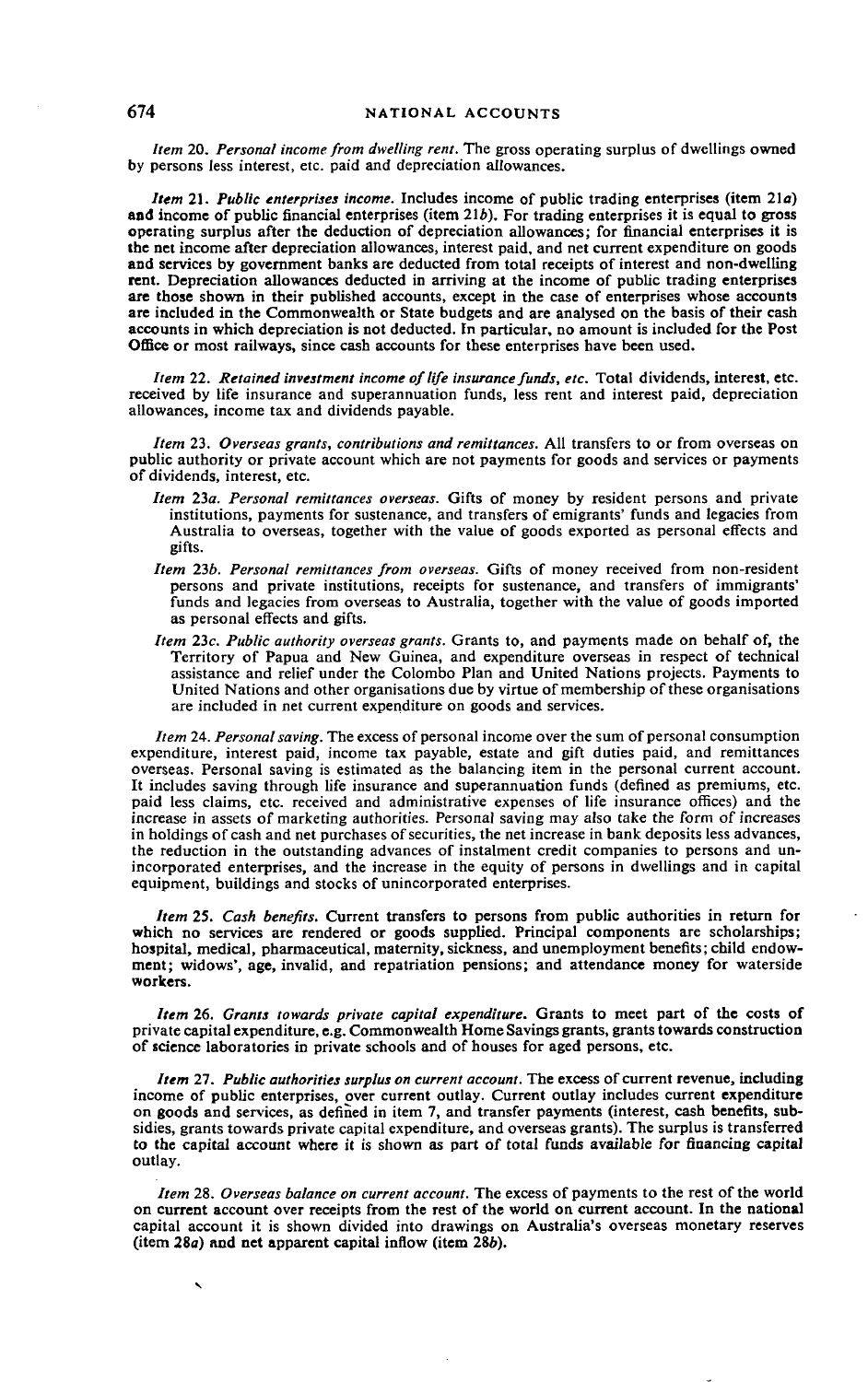*Item* 20. *Personal income from dwelling rent.* The gross operating surplus of dwellings owned by persons less interest, etc. paid and depreciation allowances.

*Item* 21. *Public enterprises income.* Includes income of public trading enterprises (item 21*a*) and income of public financial enterprises (item 21*b*). For trading enterprises it is equal to gross operating surplus after the deduction of depreciation allowances; for financial enterprises it is the net income after depreciation allowances, interest paid, and net current expenditure on goods and services by government banks are deducted from total receipts of interest and non-dwelling rent. Depreciation allowances deducted in arriving at the income of public trading enterprises are those shown in their published accounts, except in the case of enterprises whose accounts are included in the Commonwealth or State budgets and are analysed on the basis of their cash accounts in which depreciation is not deducted. In particular, no amount is included for the Post Office or most railways, since cash accounts for these enterprises have been used.

*Item* 22. *Retained investment income of life insurance funds, etc.* Total dividends, interest, etc. received by life insurance and superannuation funds, less rent and interest paid, depreciation allowances, income tax and dividends payable.

*Item* 23. *Overseas grants, contributions and remittances.* All transfers to or from overseas on public authority or private account which are not payments for goods and services or payments of dividends, interest, etc.

- *Item* 23*a*. *Personal remittances overseas.* Gifts of money by resident persons and private institutions, payments for sustenance, and transfers of emigrants' funds and legacies from Australia to overseas, together with the value of goods exported as personal effects and gifts.
- *Item* 23*b*. *Personal remittances from overseas.* Gifts of money received from non-resident persons and private institutions, receipts for sustenance, and transfers of immigrants' funds and legacies from overseas to Australia, together with the value of goods imported as personal effects and gifts.
- *Item* 23*c*. *Public authority overseas grants.* Grants to, and payments made on behalf of, the Territory of Papua and New Guinea, and expenditure overseas in respect of technical assistance and relief under the Colombo Plan and United Nations projects. Payments to United Nations and other organisations due by virtue of membership of these organisations are included in net current expenditure on goods and services.

*Item* 24. *Personal saving.* The excess of personal income over the sum of personal consumption expenditure, interest paid, income tax payable, estate and gift duties paid, and remittances overseas. Personal saving is estimated as the balancing item in the personal current account. It includes saving through life insurance and superannuation funds (defined as premiums, etc. paid less claims, etc. received and administrative expenses of life insurance offices) and the increase in assets of marketing authorities. Personal saving may also take the form of increases in holdings of cash and net purchases of securities, the net increase in bank deposits less advances, the reduction in the outstanding advances of instalment credit companies to persons and unincorporated enterprises, and the increase in the equity of persons in dwellings and in capital equipment, buildings and stocks of unincorporated enterprises.

*Item* 25. *Cash benefits.* Current transfers to persons from public authorities in return for which no services are rendered or goods supplied. Principal components are scholarships; hospital, medical, pharmaceutical, maternity, sickness, and unemployment benefits; child endowment; widows', age, invalid, and repatriation pensions; and attendance money for waterside workers.

*Item* 26. *Grants towards private capital expenditure.* Grants to meet part of the costs of private capital expenditure, e.g. Commonwealth Home Savings grants, grants towards construction of science laboratories in private schools and of houses for aged persons, etc.

*Item* 27. *Public authorities surplus on current account.* The excess of current revenue, including income of public enterprises, over current outlay. Current outlay includes current expenditure on goods and services, as defined in item 7, and transfer payments (interest, cash benefits, subsidies, grants towards private capital expenditure, and overseas grants). The surplus is transferred to the capital account where it is shown as part of total funds available for financing capital outlay.

*Item* 28. *Overseas balance on current account.* The excess of payments to the rest of the world on current account over receipts from the rest of the world on current account. In the national capital account it is shown divided into drawings on Australia's overseas monetary reserves (item 28*a*) and net apparent capital inflow (item 28*b*).